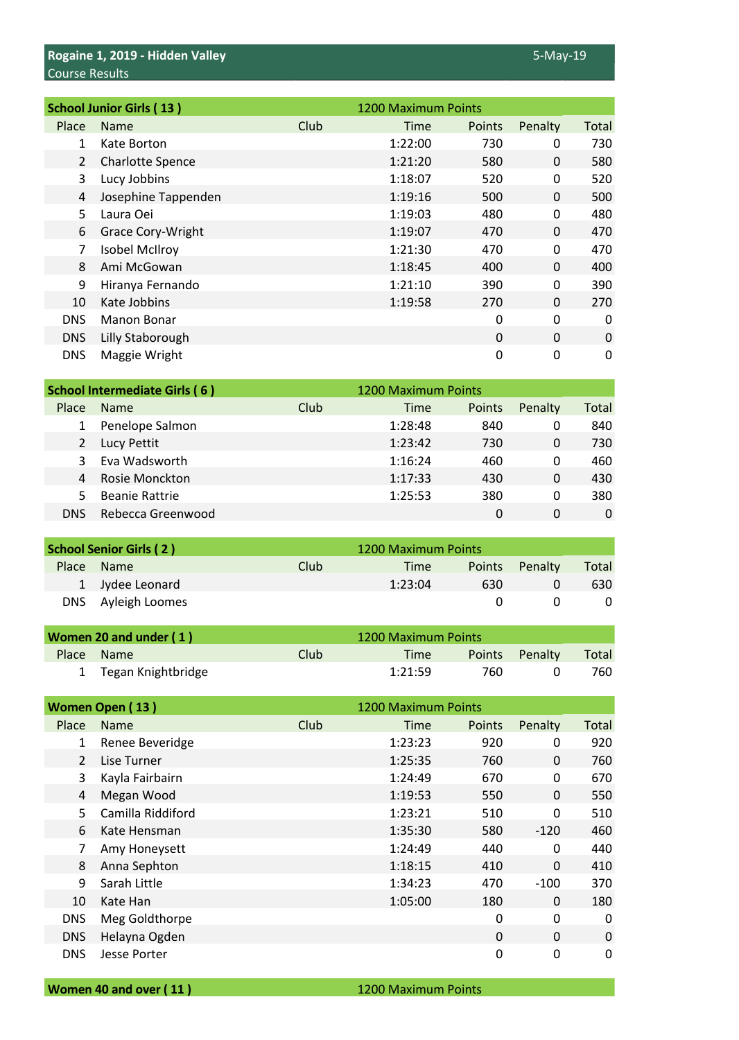## Rogaine 1, 2019 - Hidden Valley

5-May-19

Course Results

### School Junior Girls ( 13 )

1200 Maximum Points

| Place | Name | Club | Time | Points | Penalty | Total |
|---|---|---|---|---|---|---|
| 1 | Kate Borton | | 1:22:00 | 730 | 0 | 730 |
| 2 | Charlotte Spence | | 1:21:20 | 580 | 0 | 580 |
| 3 | Lucy Jobbins | | 1:18:07 | 520 | 0 | 520 |
| 4 | Josephine Tappenden | | 1:19:16 | 500 | 0 | 500 |
| 5 | Laura Oei | | 1:19:03 | 480 | 0 | 480 |
| 6 | Grace Cory-Wright | | 1:19:07 | 470 | 0 | 470 |
| 7 | Isobel McIlroy | | 1:21:30 | 470 | 0 | 470 |
| 8 | Ami McGowan | | 1:18:45 | 400 | 0 | 400 |
| 9 | Hiranya Fernando | | 1:21:10 | 390 | 0 | 390 |
| 10 | Kate Jobbins | | 1:19:58 | 270 | 0 | 270 |
| DNS | Manon Bonar | | | 0 | 0 | 0 |
| DNS | Lilly Staborough | | | 0 | 0 | 0 |
| DNS | Maggie Wright | | | 0 | 0 | 0 |

### School Intermediate Girls ( 6 )

1200 Maximum Points

| Place | Name | Club | Time | Points | Penalty | Total |
|---|---|---|---|---|---|---|
| 1 | Penelope Salmon | | 1:28:48 | 840 | 0 | 840 |
| 2 | Lucy Pettit | | 1:23:42 | 730 | 0 | 730 |
| 3 | Eva Wadsworth | | 1:16:24 | 460 | 0 | 460 |
| 4 | Rosie Monckton | | 1:17:33 | 430 | 0 | 430 |
| 5 | Beanie Rattrie | | 1:25:53 | 380 | 0 | 380 |
| DNS | Rebecca Greenwood | | | 0 | 0 | 0 |

### School Senior Girls ( 2 )

1200 Maximum Points

| Place | Name | Club | Time | Points | Penalty | Total |
|---|---|---|---|---|---|---|
| 1 | Jydee Leonard | | 1:23:04 | 630 | 0 | 630 |
| DNS | Ayleigh Loomes | | | 0 | 0 | 0 |

### Women 20 and under ( 1 )

1200 Maximum Points

| Place | Name | Club | Time | Points | Penalty | Total |
|---|---|---|---|---|---|---|
| 1 | Tegan Knightbridge | | 1:21:59 | 760 | 0 | 760 |

### Women Open ( 13 )

1200 Maximum Points

| Place | Name | Club | Time | Points | Penalty | Total |
|---|---|---|---|---|---|---|
| 1 | Renee Beveridge | | 1:23:23 | 920 | 0 | 920 |
| 2 | Lise Turner | | 1:25:35 | 760 | 0 | 760 |
| 3 | Kayla Fairbairn | | 1:24:49 | 670 | 0 | 670 |
| 4 | Megan Wood | | 1:19:53 | 550 | 0 | 550 |
| 5 | Camilla Riddiford | | 1:23:21 | 510 | 0 | 510 |
| 6 | Kate Hensman | | 1:35:30 | 580 | -120 | 460 |
| 7 | Amy Honeysett | | 1:24:49 | 440 | 0 | 440 |
| 8 | Anna Sephton | | 1:18:15 | 410 | 0 | 410 |
| 9 | Sarah Little | | 1:34:23 | 470 | -100 | 370 |
| 10 | Kate Han | | 1:05:00 | 180 | 0 | 180 |
| DNS | Meg Goldthorpe | | | 0 | 0 | 0 |
| DNS | Helayna Ogden | | | 0 | 0 | 0 |
| DNS | Jesse Porter | | | 0 | 0 | 0 |

### Women 40 and over ( 11 )

1200 Maximum Points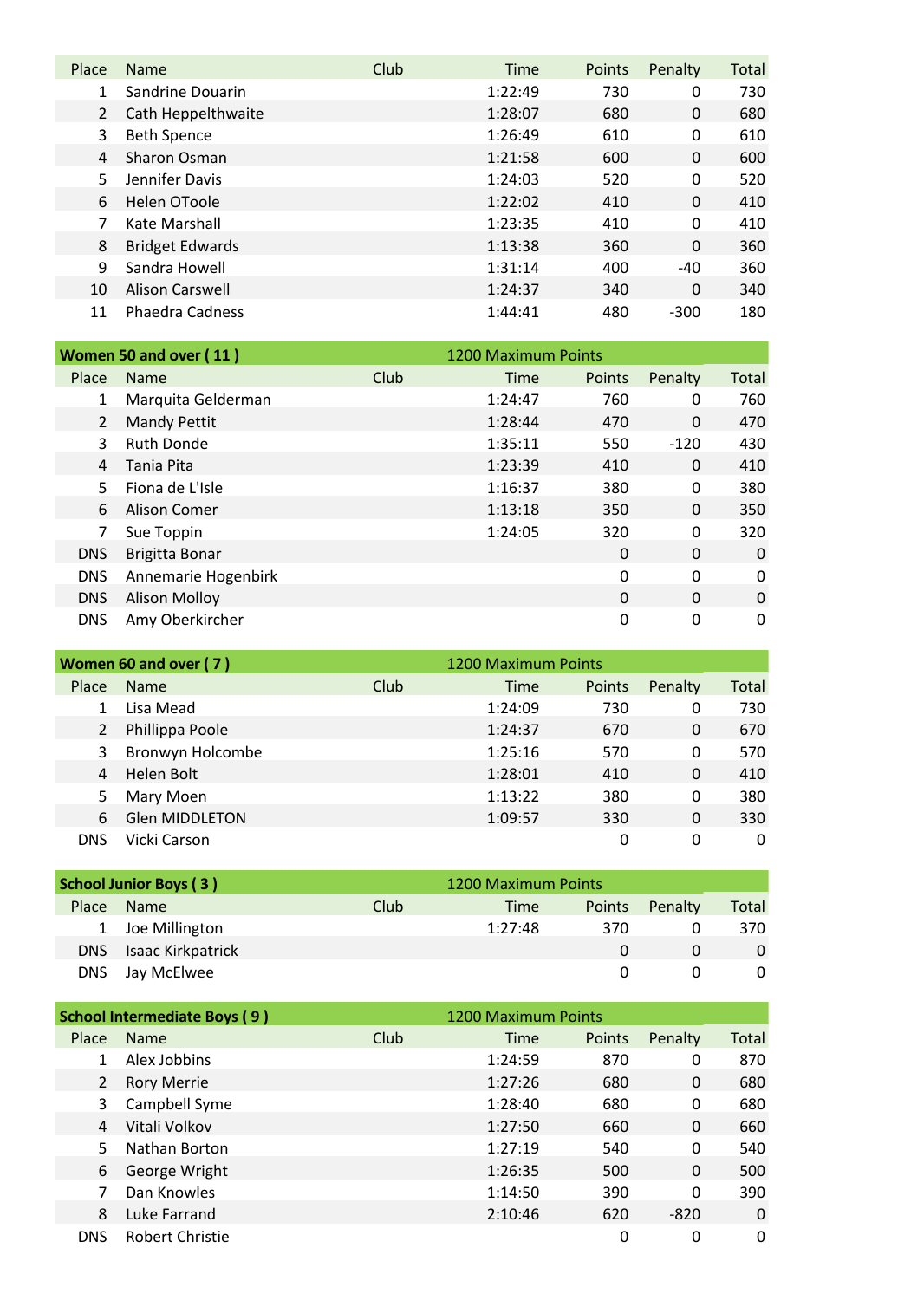| Place | Name | Club | Time | Points | Penalty | Total |
|---|---|---|---|---|---|---|
| 1 | Sandrine Douarin | | 1:22:49 | 730 | 0 | 730 |
| 2 | Cath Heppelthwaite | | 1:28:07 | 680 | 0 | 680 |
| 3 | Beth Spence | | 1:26:49 | 610 | 0 | 610 |
| 4 | Sharon Osman | | 1:21:58 | 600 | 0 | 600 |
| 5 | Jennifer Davis | | 1:24:03 | 520 | 0 | 520 |
| 6 | Helen OToole | | 1:22:02 | 410 | 0 | 410 |
| 7 | Kate Marshall | | 1:23:35 | 410 | 0 | 410 |
| 8 | Bridget Edwards | | 1:13:38 | 360 | 0 | 360 |
| 9 | Sandra Howell | | 1:31:14 | 400 | -40 | 360 |
| 10 | Alison Carswell | | 1:24:37 | 340 | 0 | 340 |
| 11 | Phaedra Cadness | | 1:44:41 | 480 | -300 | 180 |

| **Women 50 and over ( 11 )** | | | 1200 Maximum Points | | | |
|---|---|---|---|---|---|---|
| Place | Name | Club | Time | Points | Penalty | Total |
| 1 | Marquita Gelderman | | 1:24:47 | 760 | 0 | 760 |
| 2 | Mandy Pettit | | 1:28:44 | 470 | 0 | 470 |
| 3 | Ruth Donde | | 1:35:11 | 550 | -120 | 430 |
| 4 | Tania Pita | | 1:23:39 | 410 | 0 | 410 |
| 5 | Fiona de L'Isle | | 1:16:37 | 380 | 0 | 380 |
| 6 | Alison Comer | | 1:13:18 | 350 | 0 | 350 |
| 7 | Sue Toppin | | 1:24:05 | 320 | 0 | 320 |
| DNS | Brigitta Bonar | | | 0 | 0 | 0 |
| DNS | Annemarie Hogenbirk | | | 0 | 0 | 0 |
| DNS | Alison Molloy | | | 0 | 0 | 0 |
| DNS | Amy Oberkircher | | | 0 | 0 | 0 |

| **Women 60 and over ( 7 )** | | | 1200 Maximum Points | | | |
|---|---|---|---|---|---|---|
| Place | Name | Club | Time | Points | Penalty | Total |
| 1 | Lisa Mead | | 1:24:09 | 730 | 0 | 730 |
| 2 | Phillippa Poole | | 1:24:37 | 670 | 0 | 670 |
| 3 | Bronwyn Holcombe | | 1:25:16 | 570 | 0 | 570 |
| 4 | Helen Bolt | | 1:28:01 | 410 | 0 | 410 |
| 5 | Mary Moen | | 1:13:22 | 380 | 0 | 380 |
| 6 | Glen MIDDLETON | | 1:09:57 | 330 | 0 | 330 |
| DNS | Vicki Carson | | | 0 | 0 | 0 |

| **School Junior Boys ( 3 )** | | | 1200 Maximum Points | | | |
|---|---|---|---|---|---|---|
| Place | Name | Club | Time | Points | Penalty | Total |
| 1 | Joe Millington | | 1:27:48 | 370 | 0 | 370 |
| DNS | Isaac Kirkpatrick | | | 0 | 0 | 0 |
| DNS | Jay McElwee | | | 0 | 0 | 0 |

| **School Intermediate Boys ( 9 )** | | | 1200 Maximum Points | | | |
|---|---|---|---|---|---|---|
| Place | Name | Club | Time | Points | Penalty | Total |
| 1 | Alex Jobbins | | 1:24:59 | 870 | 0 | 870 |
| 2 | Rory Merrie | | 1:27:26 | 680 | 0 | 680 |
| 3 | Campbell Syme | | 1:28:40 | 680 | 0 | 680 |
| 4 | Vitali Volkov | | 1:27:50 | 660 | 0 | 660 |
| 5 | Nathan Borton | | 1:27:19 | 540 | 0 | 540 |
| 6 | George Wright | | 1:26:35 | 500 | 0 | 500 |
| 7 | Dan Knowles | | 1:14:50 | 390 | 0 | 390 |
| 8 | Luke Farrand | | 2:10:46 | 620 | -820 | 0 |
| DNS | Robert Christie | | | 0 | 0 | 0 |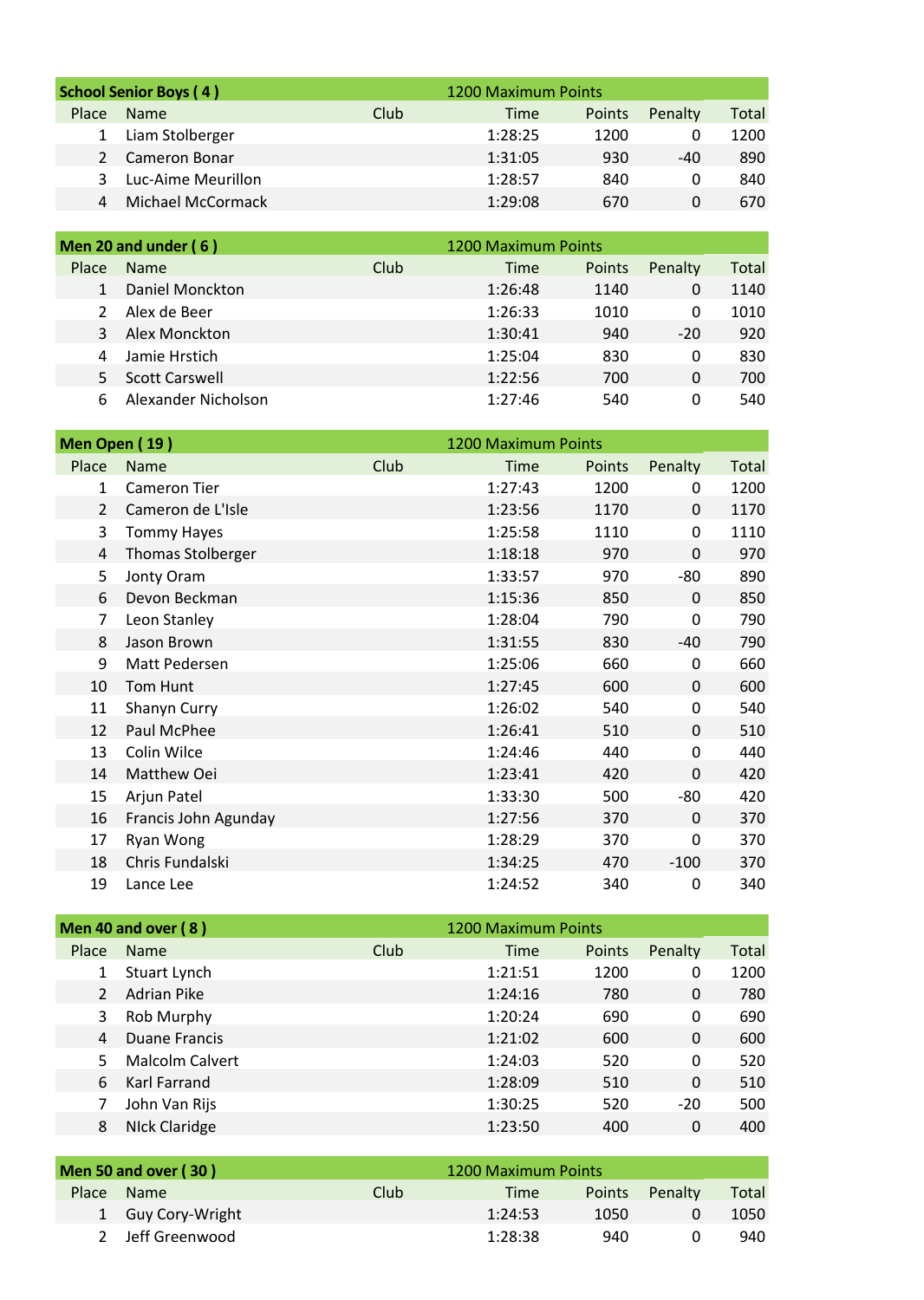| School Senior Boys ( 4 ) | | | 1200 Maximum Points | | | |
|---|---|---|---|---|---|---|
| Place | Name | Club | Time | Points | Penalty | Total |
| 1 | Liam Stolberger | | 1:28:25 | 1200 | 0 | 1200 |
| 2 | Cameron Bonar | | 1:31:05 | 930 | -40 | 890 |
| 3 | Luc-Aime Meurillon | | 1:28:57 | 840 | 0 | 840 |
| 4 | Michael McCormack | | 1:29:08 | 670 | 0 | 670 |

| Men 20 and under ( 6 ) | | | 1200 Maximum Points | | | |
|---|---|---|---|---|---|---|
| Place | Name | Club | Time | Points | Penalty | Total |
| 1 | Daniel Monckton | | 1:26:48 | 1140 | 0 | 1140 |
| 2 | Alex de Beer | | 1:26:33 | 1010 | 0 | 1010 |
| 3 | Alex Monckton | | 1:30:41 | 940 | -20 | 920 |
| 4 | Jamie Hrstich | | 1:25:04 | 830 | 0 | 830 |
| 5 | Scott Carswell | | 1:22:56 | 700 | 0 | 700 |
| 6 | Alexander Nicholson | | 1:27:46 | 540 | 0 | 540 |

| Men Open ( 19 ) | | | 1200 Maximum Points | | | |
|---|---|---|---|---|---|---|
| Place | Name | Club | Time | Points | Penalty | Total |
| 1 | Cameron Tier | | 1:27:43 | 1200 | 0 | 1200 |
| 2 | Cameron de L'Isle | | 1:23:56 | 1170 | 0 | 1170 |
| 3 | Tommy Hayes | | 1:25:58 | 1110 | 0 | 1110 |
| 4 | Thomas Stolberger | | 1:18:18 | 970 | 0 | 970 |
| 5 | Jonty Oram | | 1:33:57 | 970 | -80 | 890 |
| 6 | Devon Beckman | | 1:15:36 | 850 | 0 | 850 |
| 7 | Leon Stanley | | 1:28:04 | 790 | 0 | 790 |
| 8 | Jason Brown | | 1:31:55 | 830 | -40 | 790 |
| 9 | Matt Pedersen | | 1:25:06 | 660 | 0 | 660 |
| 10 | Tom Hunt | | 1:27:45 | 600 | 0 | 600 |
| 11 | Shanyn Curry | | 1:26:02 | 540 | 0 | 540 |
| 12 | Paul McPhee | | 1:26:41 | 510 | 0 | 510 |
| 13 | Colin Wilce | | 1:24:46 | 440 | 0 | 440 |
| 14 | Matthew Oei | | 1:23:41 | 420 | 0 | 420 |
| 15 | Arjun Patel | | 1:33:30 | 500 | -80 | 420 |
| 16 | Francis John Agunday | | 1:27:56 | 370 | 0 | 370 |
| 17 | Ryan Wong | | 1:28:29 | 370 | 0 | 370 |
| 18 | Chris Fundalski | | 1:34:25 | 470 | -100 | 370 |
| 19 | Lance Lee | | 1:24:52 | 340 | 0 | 340 |

| Men 40 and over ( 8 ) | | | 1200 Maximum Points | | | |
|---|---|---|---|---|---|---|
| Place | Name | Club | Time | Points | Penalty | Total |
| 1 | Stuart Lynch | | 1:21:51 | 1200 | 0 | 1200 |
| 2 | Adrian Pike | | 1:24:16 | 780 | 0 | 780 |
| 3 | Rob Murphy | | 1:20:24 | 690 | 0 | 690 |
| 4 | Duane Francis | | 1:21:02 | 600 | 0 | 600 |
| 5 | Malcolm Calvert | | 1:24:03 | 520 | 0 | 520 |
| 6 | Karl Farrand | | 1:28:09 | 510 | 0 | 510 |
| 7 | John Van Rijs | | 1:30:25 | 520 | -20 | 500 |
| 8 | NIck Claridge | | 1:23:50 | 400 | 0 | 400 |

| Men 50 and over ( 30 ) | | | 1200 Maximum Points | | | |
|---|---|---|---|---|---|---|
| Place | Name | Club | Time | Points | Penalty | Total |
| 1 | Guy Cory-Wright | | 1:24:53 | 1050 | 0 | 1050 |
| 2 | Jeff Greenwood | | 1:28:38 | 940 | 0 | 940 |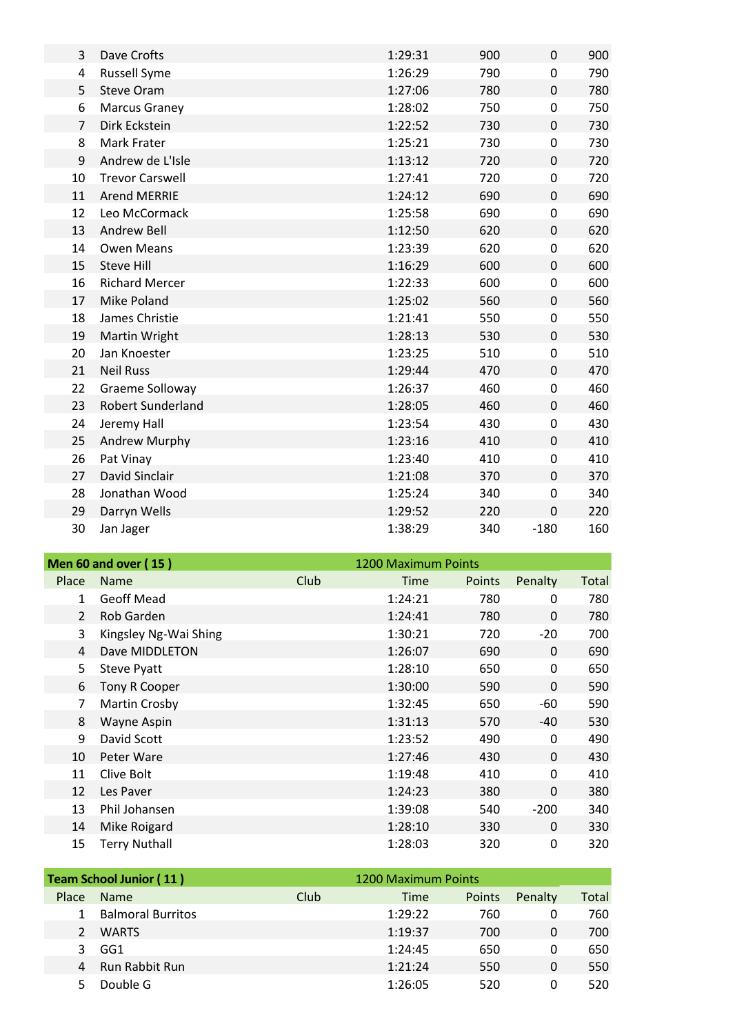| | | | | | | |
|---|---|---|---|---|---|---|
| 3 | Dave Crofts | | 1:29:31 | 900 | 0 | 900 |
| 4 | Russell Syme | | 1:26:29 | 790 | 0 | 790 |
| 5 | Steve Oram | | 1:27:06 | 780 | 0 | 780 |
| 6 | Marcus Graney | | 1:28:02 | 750 | 0 | 750 |
| 7 | Dirk Eckstein | | 1:22:52 | 730 | 0 | 730 |
| 8 | Mark Frater | | 1:25:21 | 730 | 0 | 730 |
| 9 | Andrew de L'Isle | | 1:13:12 | 720 | 0 | 720 |
| 10 | Trevor Carswell | | 1:27:41 | 720 | 0 | 720 |
| 11 | Arend MERRIE | | 1:24:12 | 690 | 0 | 690 |
| 12 | Leo McCormack | | 1:25:58 | 690 | 0 | 690 |
| 13 | Andrew Bell | | 1:12:50 | 620 | 0 | 620 |
| 14 | Owen Means | | 1:23:39 | 620 | 0 | 620 |
| 15 | Steve Hill | | 1:16:29 | 600 | 0 | 600 |
| 16 | Richard Mercer | | 1:22:33 | 600 | 0 | 600 |
| 17 | Mike Poland | | 1:25:02 | 560 | 0 | 560 |
| 18 | James Christie | | 1:21:41 | 550 | 0 | 550 |
| 19 | Martin Wright | | 1:28:13 | 530 | 0 | 530 |
| 20 | Jan Knoester | | 1:23:25 | 510 | 0 | 510 |
| 21 | Neil Russ | | 1:29:44 | 470 | 0 | 470 |
| 22 | Graeme Solloway | | 1:26:37 | 460 | 0 | 460 |
| 23 | Robert Sunderland | | 1:28:05 | 460 | 0 | 460 |
| 24 | Jeremy Hall | | 1:23:54 | 430 | 0 | 430 |
| 25 | Andrew Murphy | | 1:23:16 | 410 | 0 | 410 |
| 26 | Pat Vinay | | 1:23:40 | 410 | 0 | 410 |
| 27 | David Sinclair | | 1:21:08 | 370 | 0 | 370 |
| 28 | Jonathan Wood | | 1:25:24 | 340 | 0 | 340 |
| 29 | Darryn Wells | | 1:29:52 | 220 | 0 | 220 |
| 30 | Jan Jager | | 1:38:29 | 340 | -180 | 160 |

| **Men 60 and over ( 15 )** | | | 1200 Maximum Points | | | |
|---|---|---|---|---|---|---|
| Place | Name | Club | Time | Points | Penalty | Total |
| 1 | Geoff Mead | | 1:24:21 | 780 | 0 | 780 |
| 2 | Rob Garden | | 1:24:41 | 780 | 0 | 780 |
| 3 | Kingsley Ng-Wai Shing | | 1:30:21 | 720 | -20 | 700 |
| 4 | Dave MIDDLETON | | 1:26:07 | 690 | 0 | 690 |
| 5 | Steve Pyatt | | 1:28:10 | 650 | 0 | 650 |
| 6 | Tony R Cooper | | 1:30:00 | 590 | 0 | 590 |
| 7 | Martin Crosby | | 1:32:45 | 650 | -60 | 590 |
| 8 | Wayne Aspin | | 1:31:13 | 570 | -40 | 530 |
| 9 | David Scott | | 1:23:52 | 490 | 0 | 490 |
| 10 | Peter Ware | | 1:27:46 | 430 | 0 | 430 |
| 11 | Clive Bolt | | 1:19:48 | 410 | 0 | 410 |
| 12 | Les Paver | | 1:24:23 | 380 | 0 | 380 |
| 13 | Phil Johansen | | 1:39:08 | 540 | -200 | 340 |
| 14 | Mike Roigard | | 1:28:10 | 330 | 0 | 330 |
| 15 | Terry Nuthall | | 1:28:03 | 320 | 0 | 320 |

| **Team School Junior ( 11 )** | | | 1200 Maximum Points | | | |
|---|---|---|---|---|---|---|
| Place | Name | Club | Time | Points | Penalty | Total |
| 1 | Balmoral Burritos | | 1:29:22 | 760 | 0 | 760 |
| 2 | WARTS | | 1:19:37 | 700 | 0 | 700 |
| 3 | GG1 | | 1:24:45 | 650 | 0 | 650 |
| 4 | Run Rabbit Run | | 1:21:24 | 550 | 0 | 550 |
| 5 | Double G | | 1:26:05 | 520 | 0 | 520 |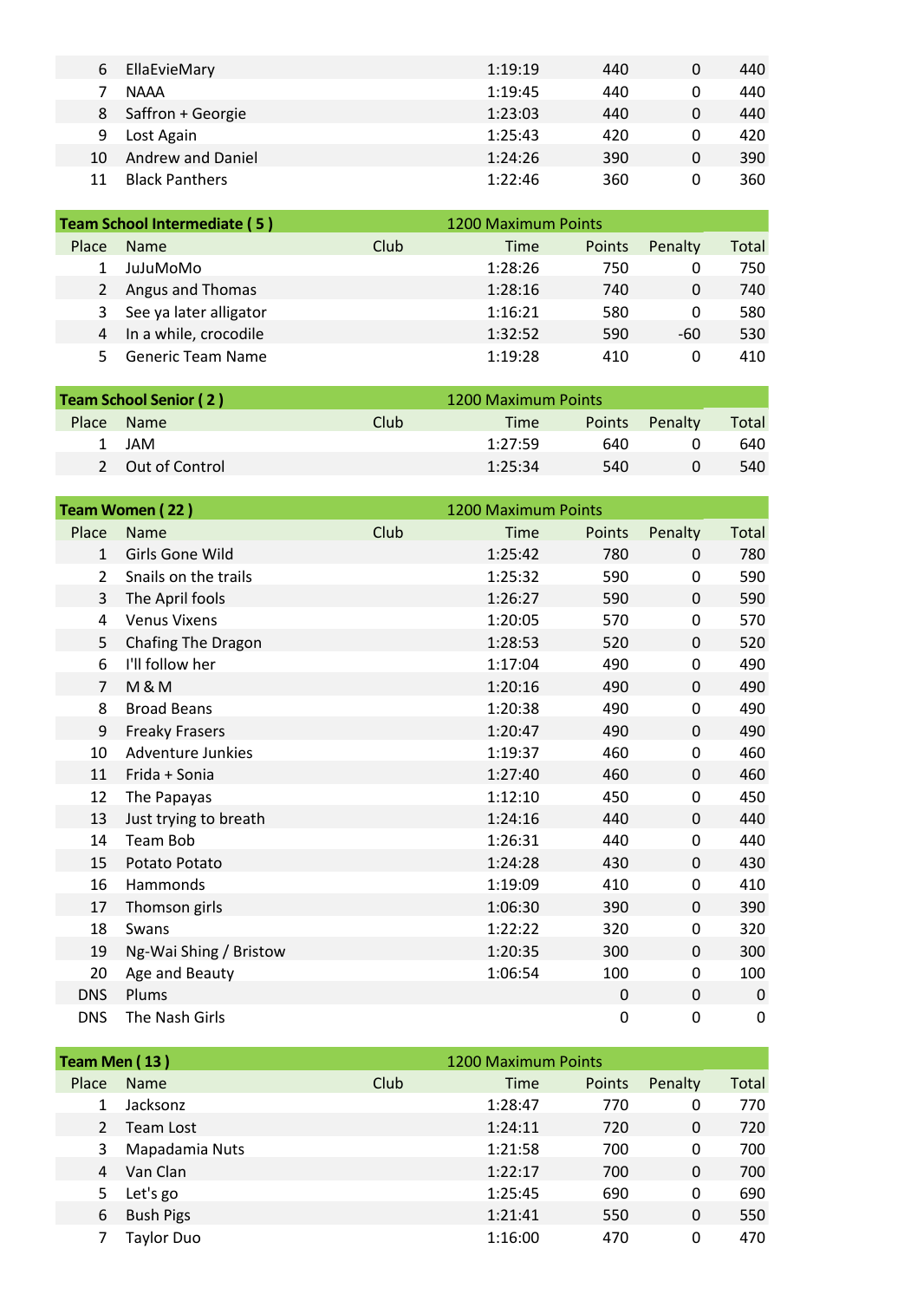| | | | | | | |
|---|---|---|---|---|---|---|
| 6 | EllaEvieMary | | 1:19:19 | 440 | 0 | 440 |
| 7 | NAAA | | 1:19:45 | 440 | 0 | 440 |
| 8 | Saffron + Georgie | | 1:23:03 | 440 | 0 | 440 |
| 9 | Lost Again | | 1:25:43 | 420 | 0 | 420 |
| 10 | Andrew and Daniel | | 1:24:26 | 390 | 0 | 390 |
| 11 | Black Panthers | | 1:22:46 | 360 | 0 | 360 |

| **Team School Intermediate ( 5 )** | | | 1200 Maximum Points | | | |
|---|---|---|---|---|---|---|
| Place | Name | Club | Time | Points | Penalty | Total |
| 1 | JuJuMoMo | | 1:28:26 | 750 | 0 | 750 |
| 2 | Angus and Thomas | | 1:28:16 | 740 | 0 | 740 |
| 3 | See ya later alligator | | 1:16:21 | 580 | 0 | 580 |
| 4 | In a while, crocodile | | 1:32:52 | 590 | -60 | 530 |
| 5 | Generic Team Name | | 1:19:28 | 410 | 0 | 410 |

| **Team School Senior ( 2 )** | | | 1200 Maximum Points | | | |
|---|---|---|---|---|---|---|
| Place | Name | Club | Time | Points | Penalty | Total |
| 1 | JAM | | 1:27:59 | 640 | 0 | 640 |
| 2 | Out of Control | | 1:25:34 | 540 | 0 | 540 |

| **Team Women ( 22 )** | | | 1200 Maximum Points | | | |
|---|---|---|---|---|---|---|
| Place | Name | Club | Time | Points | Penalty | Total |
| 1 | Girls Gone Wild | | 1:25:42 | 780 | 0 | 780 |
| 2 | Snails on the trails | | 1:25:32 | 590 | 0 | 590 |
| 3 | The April fools | | 1:26:27 | 590 | 0 | 590 |
| 4 | Venus Vixens | | 1:20:05 | 570 | 0 | 570 |
| 5 | Chafing The Dragon | | 1:28:53 | 520 | 0 | 520 |
| 6 | I'll follow her | | 1:17:04 | 490 | 0 | 490 |
| 7 | M & M | | 1:20:16 | 490 | 0 | 490 |
| 8 | Broad Beans | | 1:20:38 | 490 | 0 | 490 |
| 9 | Freaky Frasers | | 1:20:47 | 490 | 0 | 490 |
| 10 | Adventure Junkies | | 1:19:37 | 460 | 0 | 460 |
| 11 | Frida + Sonia | | 1:27:40 | 460 | 0 | 460 |
| 12 | The Papayas | | 1:12:10 | 450 | 0 | 450 |
| 13 | Just trying to breath | | 1:24:16 | 440 | 0 | 440 |
| 14 | Team Bob | | 1:26:31 | 440 | 0 | 440 |
| 15 | Potato Potato | | 1:24:28 | 430 | 0 | 430 |
| 16 | Hammonds | | 1:19:09 | 410 | 0 | 410 |
| 17 | Thomson girls | | 1:06:30 | 390 | 0 | 390 |
| 18 | Swans | | 1:22:22 | 320 | 0 | 320 |
| 19 | Ng-Wai Shing / Bristow | | 1:20:35 | 300 | 0 | 300 |
| 20 | Age and Beauty | | 1:06:54 | 100 | 0 | 100 |
| DNS | Plums | | | 0 | 0 | 0 |
| DNS | The Nash Girls | | | 0 | 0 | 0 |

| **Team Men ( 13 )** | | | 1200 Maximum Points | | | |
|---|---|---|---|---|---|---|
| Place | Name | Club | Time | Points | Penalty | Total |
| 1 | Jacksonz | | 1:28:47 | 770 | 0 | 770 |
| 2 | Team Lost | | 1:24:11 | 720 | 0 | 720 |
| 3 | Mapadamia Nuts | | 1:21:58 | 700 | 0 | 700 |
| 4 | Van Clan | | 1:22:17 | 700 | 0 | 700 |
| 5 | Let's go | | 1:25:45 | 690 | 0 | 690 |
| 6 | Bush Pigs | | 1:21:41 | 550 | 0 | 550 |
| 7 | Taylor Duo | | 1:16:00 | 470 | 0 | 470 |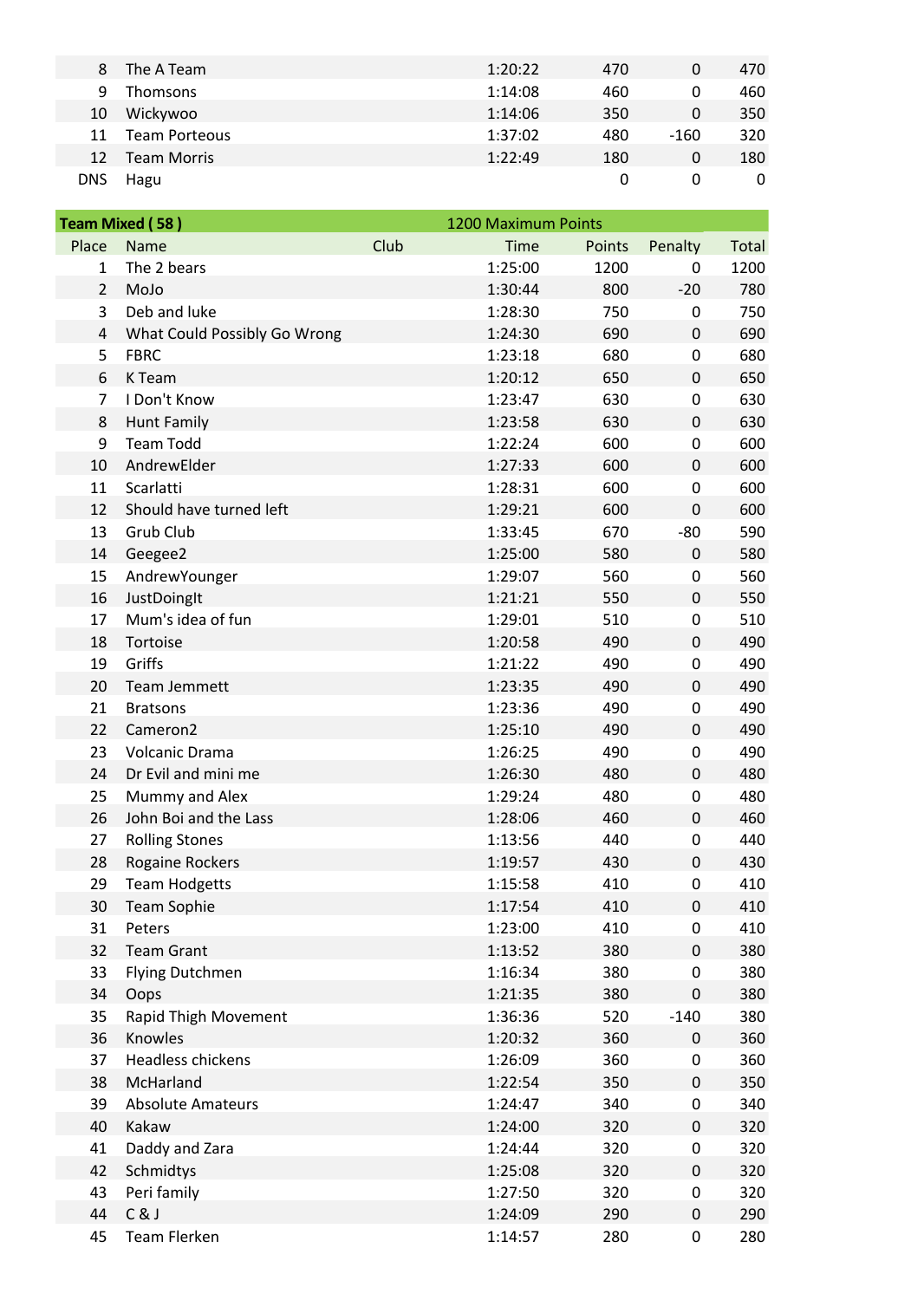| | | | | | | |
|---|---|---|---|---|---|---|
| 8 | The A Team | | 1:20:22 | 470 | 0 | 470 |
| 9 | Thomsons | | 1:14:08 | 460 | 0 | 460 |
| 10 | Wickywoo | | 1:14:06 | 350 | 0 | 350 |
| 11 | Team Porteous | | 1:37:02 | 480 | -160 | 320 |
| 12 | Team Morris | | 1:22:49 | 180 | 0 | 180 |
| DNS | Hagu | | | 0 | 0 | 0 |

**Team Mixed ( 58 )** — 1200 Maximum Points

| Place | Name | Club | Time | Points | Penalty | Total |
|---|---|---|---|---|---|---|
| 1 | The 2 bears | | 1:25:00 | 1200 | 0 | 1200 |
| 2 | MoJo | | 1:30:44 | 800 | -20 | 780 |
| 3 | Deb and luke | | 1:28:30 | 750 | 0 | 750 |
| 4 | What Could Possibly Go Wrong | | 1:24:30 | 690 | 0 | 690 |
| 5 | FBRC | | 1:23:18 | 680 | 0 | 680 |
| 6 | K Team | | 1:20:12 | 650 | 0 | 650 |
| 7 | I Don't Know | | 1:23:47 | 630 | 0 | 630 |
| 8 | Hunt Family | | 1:23:58 | 630 | 0 | 630 |
| 9 | Team Todd | | 1:22:24 | 600 | 0 | 600 |
| 10 | AndrewElder | | 1:27:33 | 600 | 0 | 600 |
| 11 | Scarlatti | | 1:28:31 | 600 | 0 | 600 |
| 12 | Should have turned left | | 1:29:21 | 600 | 0 | 600 |
| 13 | Grub Club | | 1:33:45 | 670 | -80 | 590 |
| 14 | Geegee2 | | 1:25:00 | 580 | 0 | 580 |
| 15 | AndrewYounger | | 1:29:07 | 560 | 0 | 560 |
| 16 | JustDoingIt | | 1:21:21 | 550 | 0 | 550 |
| 17 | Mum's idea of fun | | 1:29:01 | 510 | 0 | 510 |
| 18 | Tortoise | | 1:20:58 | 490 | 0 | 490 |
| 19 | Griffs | | 1:21:22 | 490 | 0 | 490 |
| 20 | Team Jemmett | | 1:23:35 | 490 | 0 | 490 |
| 21 | Bratsons | | 1:23:36 | 490 | 0 | 490 |
| 22 | Cameron2 | | 1:25:10 | 490 | 0 | 490 |
| 23 | Volcanic Drama | | 1:26:25 | 490 | 0 | 490 |
| 24 | Dr Evil and mini me | | 1:26:30 | 480 | 0 | 480 |
| 25 | Mummy and Alex | | 1:29:24 | 480 | 0 | 480 |
| 26 | John Boi and the Lass | | 1:28:06 | 460 | 0 | 460 |
| 27 | Rolling Stones | | 1:13:56 | 440 | 0 | 440 |
| 28 | Rogaine Rockers | | 1:19:57 | 430 | 0 | 430 |
| 29 | Team Hodgetts | | 1:15:58 | 410 | 0 | 410 |
| 30 | Team Sophie | | 1:17:54 | 410 | 0 | 410 |
| 31 | Peters | | 1:23:00 | 410 | 0 | 410 |
| 32 | Team Grant | | 1:13:52 | 380 | 0 | 380 |
| 33 | Flying Dutchmen | | 1:16:34 | 380 | 0 | 380 |
| 34 | Oops | | 1:21:35 | 380 | 0 | 380 |
| 35 | Rapid Thigh Movement | | 1:36:36 | 520 | -140 | 380 |
| 36 | Knowles | | 1:20:32 | 360 | 0 | 360 |
| 37 | Headless chickens | | 1:26:09 | 360 | 0 | 360 |
| 38 | McHarland | | 1:22:54 | 350 | 0 | 350 |
| 39 | Absolute Amateurs | | 1:24:47 | 340 | 0 | 340 |
| 40 | Kakaw | | 1:24:00 | 320 | 0 | 320 |
| 41 | Daddy and Zara | | 1:24:44 | 320 | 0 | 320 |
| 42 | Schmidtys | | 1:25:08 | 320 | 0 | 320 |
| 43 | Peri family | | 1:27:50 | 320 | 0 | 320 |
| 44 | C & J | | 1:24:09 | 290 | 0 | 290 |
| 45 | Team Flerken | | 1:14:57 | 280 | 0 | 280 |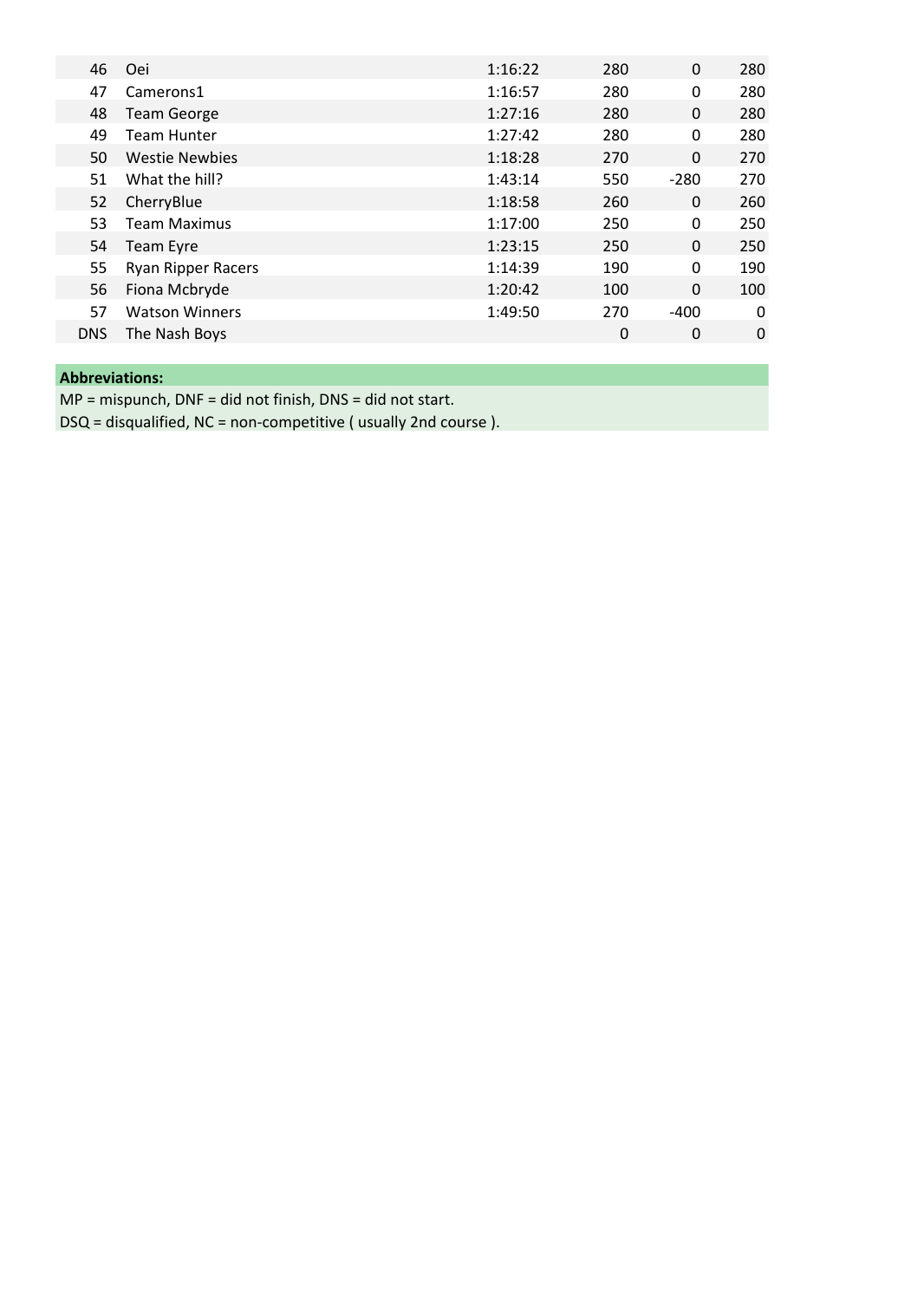| | | | | | |
|---|---|---|---|---|---|
| 46 | Oei | 1:16:22 | 280 | 0 | 280 |
| 47 | Camerons1 | 1:16:57 | 280 | 0 | 280 |
| 48 | Team George | 1:27:16 | 280 | 0 | 280 |
| 49 | Team Hunter | 1:27:42 | 280 | 0 | 280 |
| 50 | Westie Newbies | 1:18:28 | 270 | 0 | 270 |
| 51 | What the hill? | 1:43:14 | 550 | -280 | 270 |
| 52 | CherryBlue | 1:18:58 | 260 | 0 | 260 |
| 53 | Team Maximus | 1:17:00 | 250 | 0 | 250 |
| 54 | Team Eyre | 1:23:15 | 250 | 0 | 250 |
| 55 | Ryan Ripper Racers | 1:14:39 | 190 | 0 | 190 |
| 56 | Fiona Mcbryde | 1:20:42 | 100 | 0 | 100 |
| 57 | Watson Winners | 1:49:50 | 270 | -400 | 0 |
| DNS | The Nash Boys | | 0 | 0 | 0 |

**Abbreviations:**

MP = mispunch, DNF = did not finish, DNS = did not start.

DSQ = disqualified, NC = non-competitive ( usually 2nd course ).